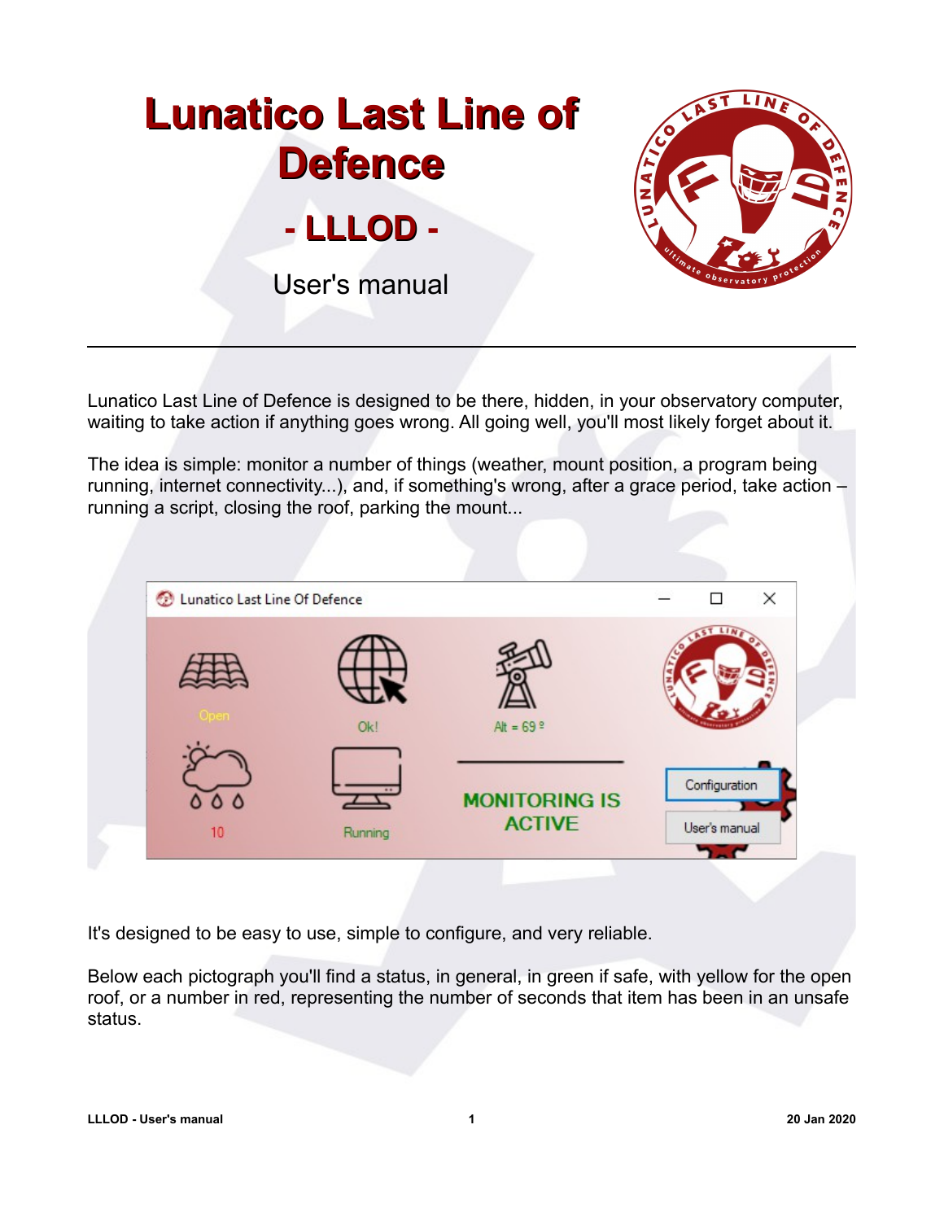# Lunatico Last Line of Defence

## - LLLOD -

User's manual

---

Lunatico Last Line of Defence is designed to be there, hidden, in your observatory computer, waiting to take action if anything goes wrong. All going well, you'll most likely forget about it.

The idea is simple: monitor a number of things (weather, mount position, a program being running, internet connectivity...), and, if something's wrong, after a grace period, take action – running a script, closing the roof, parking the mount...

It's designed to be easy to use, simple to configure, and very reliable.

Below each pictograph you'll find a status, in general, in green if safe, with yellow for the open roof, or a number in red, representing the number of seconds that item has been in an unsafe status.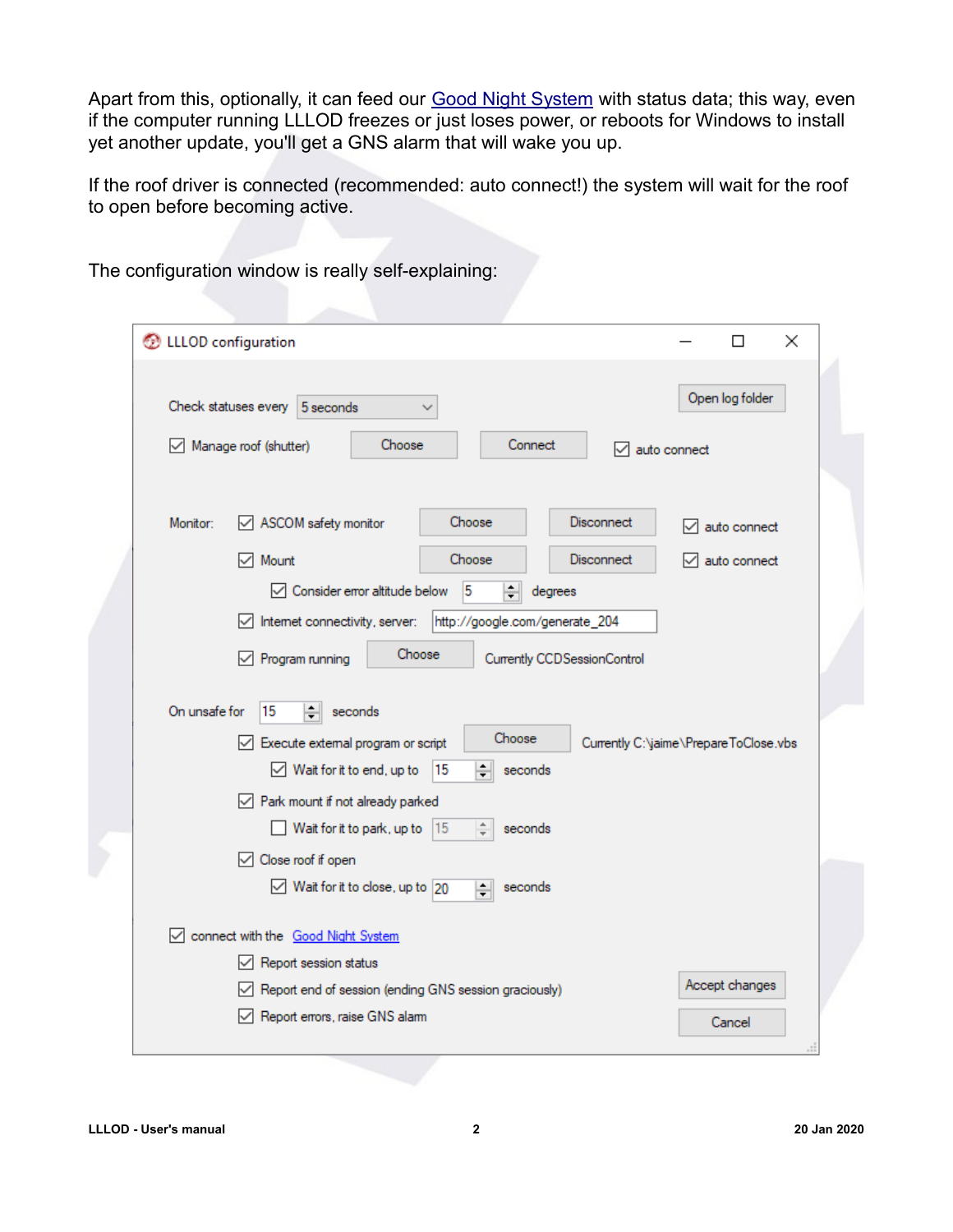Apart from this, optionally, it can feed our Good Night System with status data; this way, even if the computer running LLLOD freezes or just loses power, or reboots for Windows to install yet another update, you'll get a GNS alarm that will wake you up.

If the roof driver is connected (recommended: auto connect!) the system will wait for the roof to open before becoming active.

The configuration window is really self-explaining:

LLLOD configuration

Check statuses every 5 seconds

Open log folder

Manage roof (shutter) Choose Connect auto connect

Monitor: ASCOM safety monitor Choose Disconnect auto connect

Mount Choose Disconnect auto connect

Consider error altitude below 5 degrees

Internet connectivity, server: http://google.com/generate_204

Program running Choose Currently CCDSessionControl

On unsafe for 15 seconds

Execute external program or script Choose Currently C:\jaime\PrepareToClose.vbs

Wait for it to end, up to 15 seconds

Park mount if not already parked

Wait for it to park, up to 15 seconds

Close roof if open

Wait for it to close, up to 20 seconds

connect with the Good Night System

Report session status

Report end of session (ending GNS session graciously)

Report errors, raise GNS alarm

Accept changes

Cancel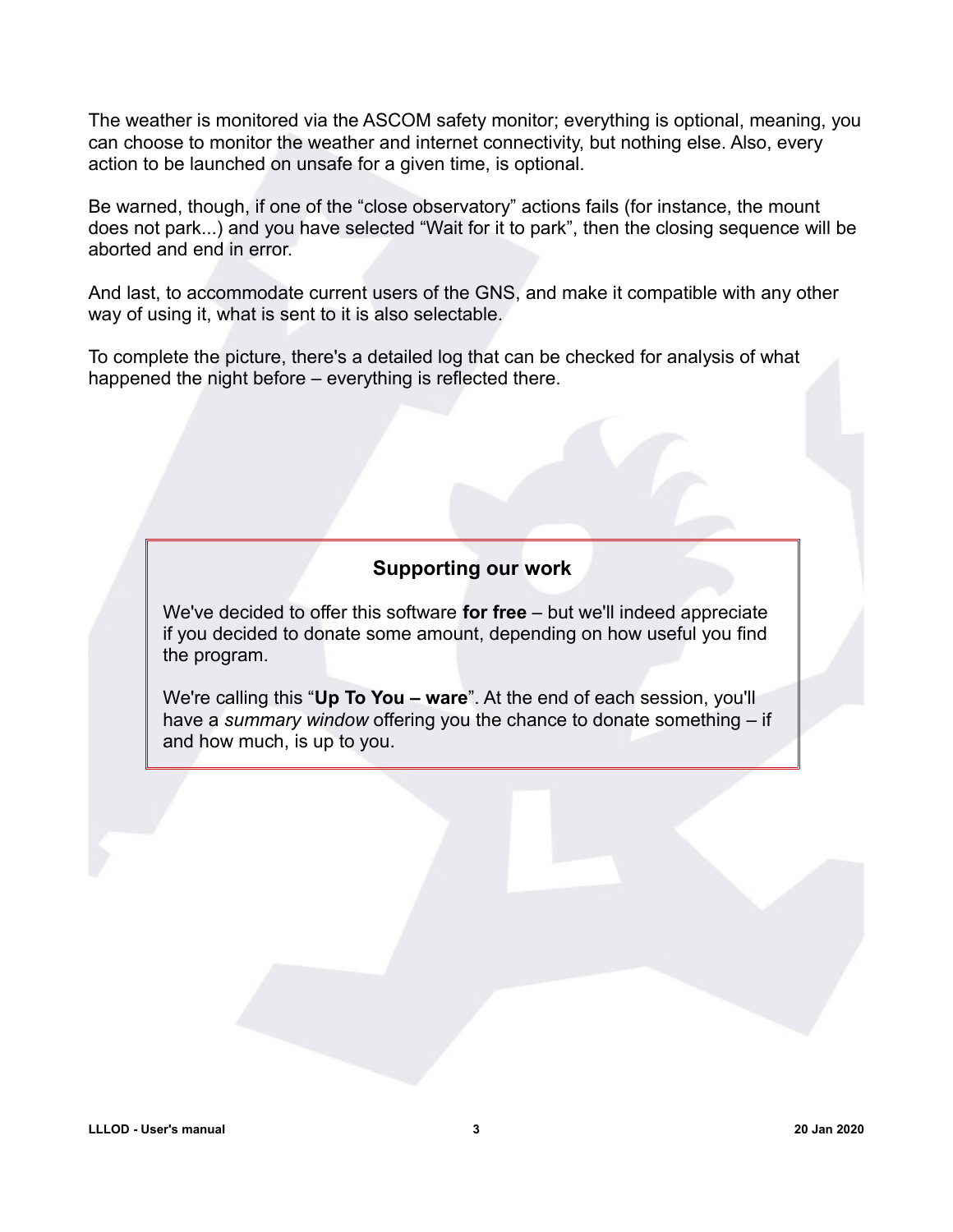The weather is monitored via the ASCOM safety monitor; everything is optional, meaning, you can choose to monitor the weather and internet connectivity, but nothing else. Also, every action to be launched on unsafe for a given time, is optional.

Be warned, though, if one of the "close observatory" actions fails (for instance, the mount does not park...) and you have selected "Wait for it to park", then the closing sequence will be aborted and end in error.

And last, to accommodate current users of the GNS, and make it compatible with any other way of using it, what is sent to it is also selectable.

To complete the picture, there's a detailed log that can be checked for analysis of what happened the night before – everything is reflected there.

### Supporting our work

We've decided to offer this software **for free** – but we'll indeed appreciate if you decided to donate some amount, depending on how useful you find the program.

We're calling this "**Up To You – ware**". At the end of each session, you'll have a *summary window* offering you the chance to donate something – if and how much, is up to you.